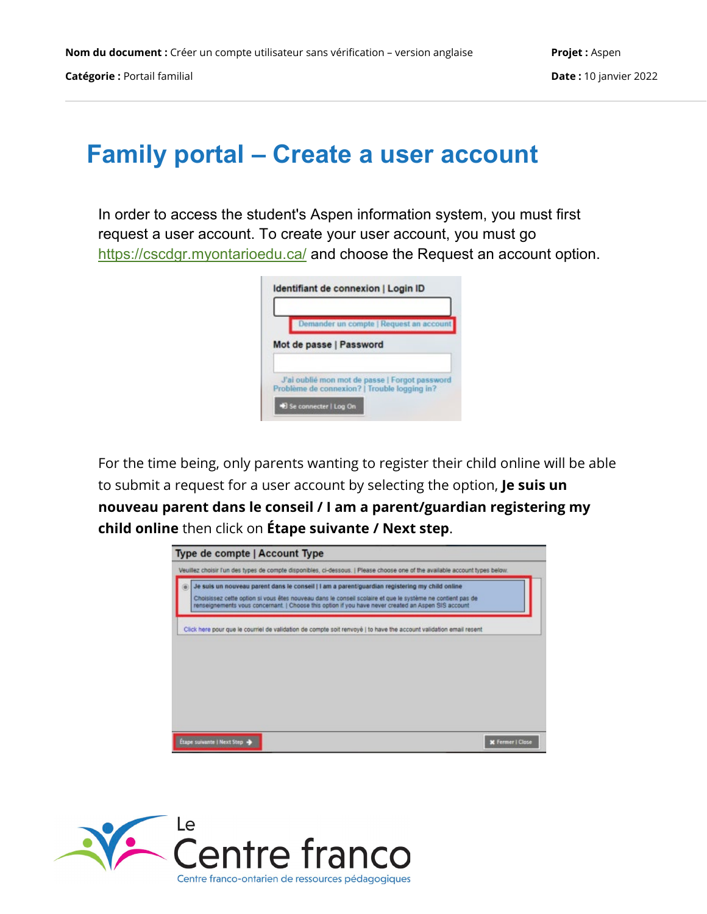**Nom du document :** Créer un compte utilisateur sans vérification – version anglaise
**Catégorie :** Portail familial

**Projet :** Aspen
**Date :** 10 janvier 2022

# Family portal – Create a user account

In order to access the student's Aspen information system, you must first request a user account. To create your user account, you must go https://cscdgr.myontarioedu.ca/ and choose the Request an account option.

For the time being, only parents wanting to register their child online will be able to submit a request for a user account by selecting the option, **Je suis un nouveau parent dans le conseil / I am a parent/guardian registering my child online** then click on **Étape suivante / Next step**.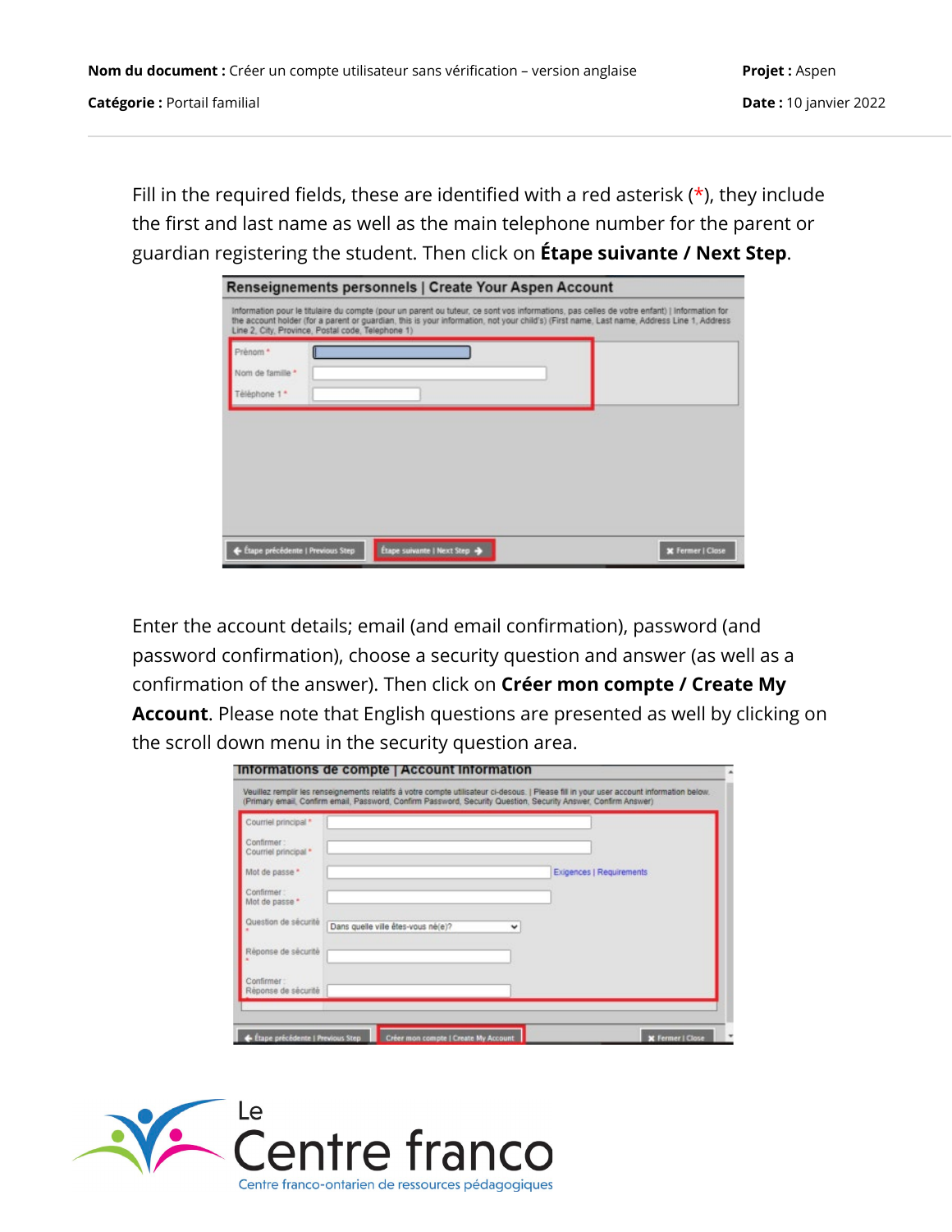Fill in the required fields, these are identified with a red asterisk (*), they include the first and last name as well as the main telephone number for the parent or guardian registering the student. Then click on **Étape suivante / Next Step**.

Enter the account details; email (and email confirmation), password (and password confirmation), choose a security question and answer (as well as a confirmation of the answer). Then click on **Créer mon compte / Create My Account**. Please note that English questions are presented as well by clicking on the scroll down menu in the security question area.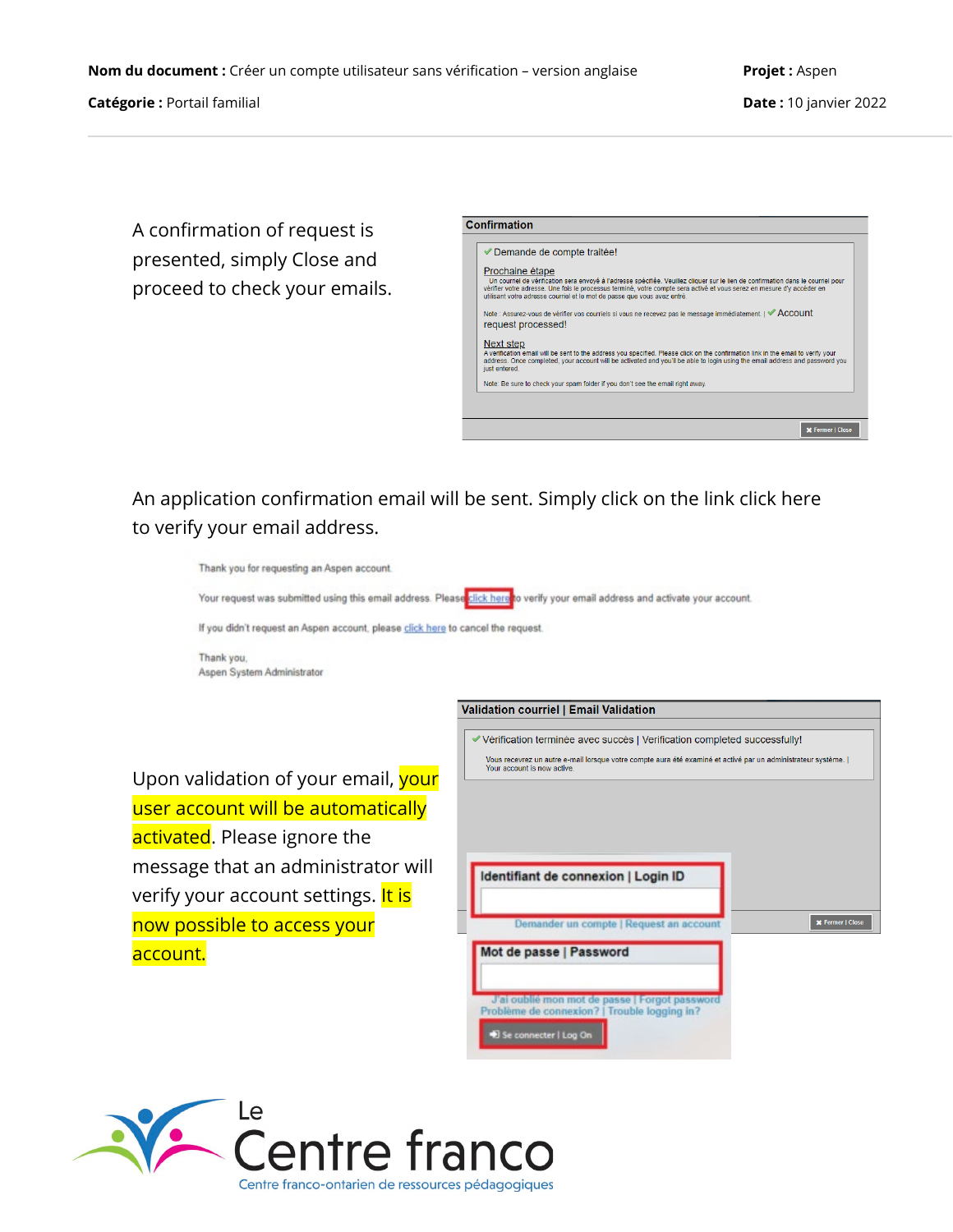A confirmation of request is presented, simply Close and proceed to check your emails.

Confirmation

✓ Demande de compte traitée!

Prochaine étape
Un courriel de vérification sera envoyé à l'adresse spécifiée. Veuillez cliquer sur le lien de confirmation dans le courriel pour vérifier votre adresse. Une fois le processus terminé, votre compte sera activé et vous serez en mesure d'y accéder en utilisant votre adresse courriel et le mot de passe que vous avez entré.

Note : Assurez-vous de vérifier vos courriels si vous ne recevez pas le message immédiatement. | ✓ Account request processed!

Next step
A verification email will be sent to the address you specified. Please click on the confirmation link in the email to verify your address. Once completed, your account will be activated and you'll be able to login using the email address and password you just entered.

Note: Be sure to check your spam folder if you don't see the email right away.

✖ Fermer | Close

An application confirmation email will be sent. Simply click on the link click here to verify your email address.

Thank you for requesting an Aspen account.

Your request was submitted using this email address. Please click here to verify your email address and activate your account.

If you didn't request an Aspen account, please click here to cancel the request.

Thank you,
Aspen System Administrator

Upon validation of your email, your user account will be automatically activated. Please ignore the message that an administrator will verify your account settings. It is now possible to access your account.

Validation courriel | Email Validation

✓ Vérification terminée avec succès | Verification completed successfully!

Vous recevrez un autre e-mail lorsque votre compte aura été examiné et activé par un administrateur système. | Your account is now active.

✖ Fermer | Close

Identifiant de connexion | Login ID

Demander un compte | Request an account

Mot de passe | Password

J'ai oublié mon mot de passe | Forgot password
Problème de connexion? | Trouble logging in?

Se connecter | Log On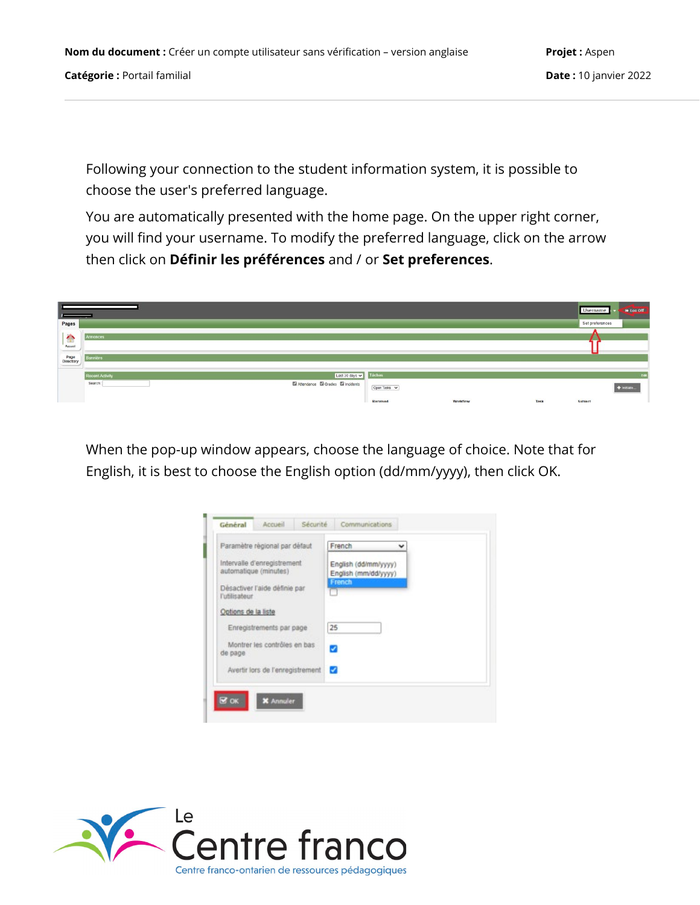Following your connection to the student information system, it is possible to choose the user's preferred language.

You are automatically presented with the home page. On the upper right corner, you will find your username. To modify the preferred language, click on the arrow then click on **Définir les préférences** and / or **Set preferences**.

When the pop-up window appears, choose the language of choice. Note that for English, it is best to choose the English option (dd/mm/yyyy), then click OK.